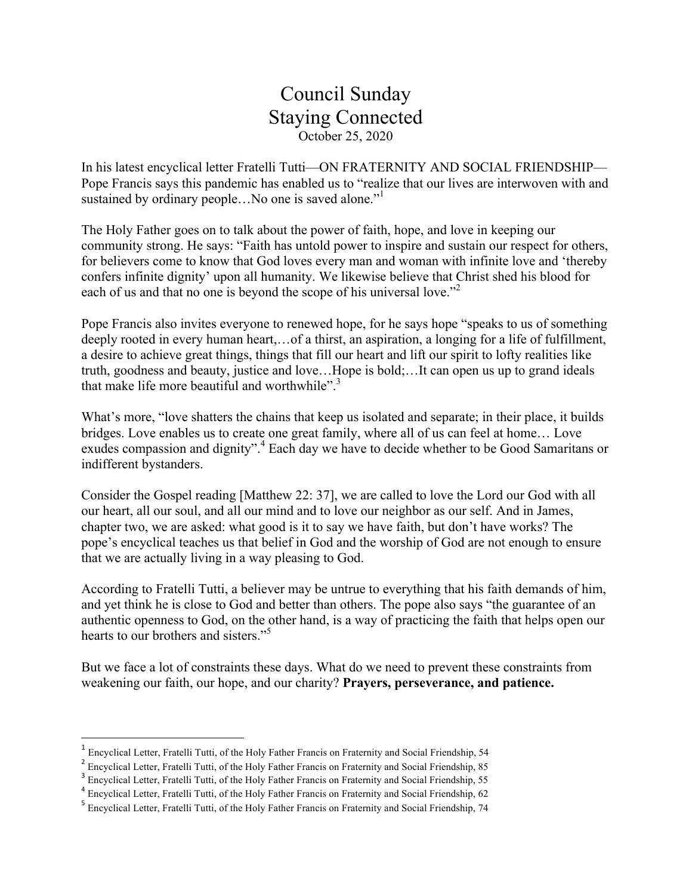# Council Sunday
# Staying Connected

October 25, 2020

In his latest encyclical letter Fratelli Tutti—ON FRATERNITY AND SOCIAL FRIENDSHIP—Pope Francis says this pandemic has enabled us to "realize that our lives are interwoven with and sustained by ordinary people…No one is saved alone."[1]

The Holy Father goes on to talk about the power of faith, hope, and love in keeping our community strong. He says: "Faith has untold power to inspire and sustain our respect for others, for believers come to know that God loves every man and woman with infinite love and 'thereby confers infinite dignity' upon all humanity. We likewise believe that Christ shed his blood for each of us and that no one is beyond the scope of his universal love."[2]

Pope Francis also invites everyone to renewed hope, for he says hope "speaks to us of something deeply rooted in every human heart,…of a thirst, an aspiration, a longing for a life of fulfillment, a desire to achieve great things, things that fill our heart and lift our spirit to lofty realities like truth, goodness and beauty, justice and love…Hope is bold;…It can open us up to grand ideals that make life more beautiful and worthwhile".[3]

What's more, "love shatters the chains that keep us isolated and separate; in their place, it builds bridges. Love enables us to create one great family, where all of us can feel at home… Love exudes compassion and dignity".[4] Each day we have to decide whether to be Good Samaritans or indifferent bystanders.

Consider the Gospel reading [Matthew 22: 37], we are called to love the Lord our God with all our heart, all our soul, and all our mind and to love our neighbor as our self. And in James, chapter two, we are asked: what good is it to say we have faith, but don't have works? The pope's encyclical teaches us that belief in God and the worship of God are not enough to ensure that we are actually living in a way pleasing to God.

According to Fratelli Tutti, a believer may be untrue to everything that his faith demands of him, and yet think he is close to God and better than others. The pope also says "the guarantee of an authentic openness to God, on the other hand, is a way of practicing the faith that helps open our hearts to our brothers and sisters."[5]

But we face a lot of constraints these days. What do we need to prevent these constraints from weakening our faith, our hope, and our charity? **Prayers, perseverance, and patience.**

---

[1] Encyclical Letter, Fratelli Tutti, of the Holy Father Francis on Fraternity and Social Friendship, 54

[2] Encyclical Letter, Fratelli Tutti, of the Holy Father Francis on Fraternity and Social Friendship, 85

[3] Encyclical Letter, Fratelli Tutti, of the Holy Father Francis on Fraternity and Social Friendship, 55

[4] Encyclical Letter, Fratelli Tutti, of the Holy Father Francis on Fraternity and Social Friendship, 62

[5] Encyclical Letter, Fratelli Tutti, of the Holy Father Francis on Fraternity and Social Friendship, 74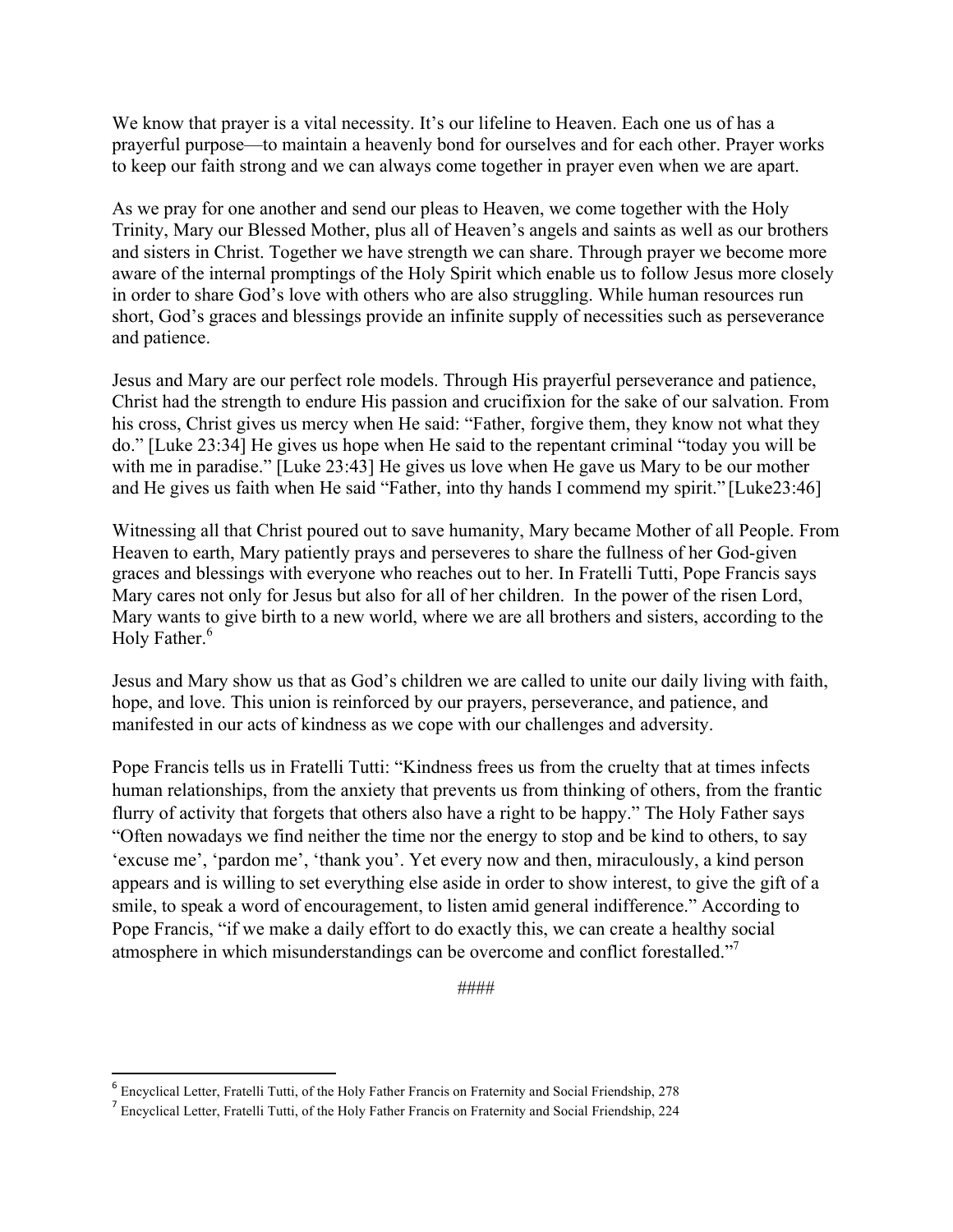We know that prayer is a vital necessity. It's our lifeline to Heaven. Each one us of has a prayerful purpose—to maintain a heavenly bond for ourselves and for each other. Prayer works to keep our faith strong and we can always come together in prayer even when we are apart.

As we pray for one another and send our pleas to Heaven, we come together with the Holy Trinity, Mary our Blessed Mother, plus all of Heaven's angels and saints as well as our brothers and sisters in Christ. Together we have strength we can share. Through prayer we become more aware of the internal promptings of the Holy Spirit which enable us to follow Jesus more closely in order to share God's love with others who are also struggling. While human resources run short, God's graces and blessings provide an infinite supply of necessities such as perseverance and patience.

Jesus and Mary are our perfect role models. Through His prayerful perseverance and patience, Christ had the strength to endure His passion and crucifixion for the sake of our salvation. From his cross, Christ gives us mercy when He said: "Father, forgive them, they know not what they do." [Luke 23:34] He gives us hope when He said to the repentant criminal "today you will be with me in paradise." [Luke 23:43] He gives us love when He gave us Mary to be our mother and He gives us faith when He said "Father, into thy hands I commend my spirit." [Luke23:46]

Witnessing all that Christ poured out to save humanity, Mary became Mother of all People. From Heaven to earth, Mary patiently prays and perseveres to share the fullness of her God-given graces and blessings with everyone who reaches out to her. In Fratelli Tutti, Pope Francis says Mary cares not only for Jesus but also for all of her children. In the power of the risen Lord, Mary wants to give birth to a new world, where we are all brothers and sisters, according to the Holy Father.[6]

Jesus and Mary show us that as God's children we are called to unite our daily living with faith, hope, and love. This union is reinforced by our prayers, perseverance, and patience, and manifested in our acts of kindness as we cope with our challenges and adversity.

Pope Francis tells us in Fratelli Tutti: "Kindness frees us from the cruelty that at times infects human relationships, from the anxiety that prevents us from thinking of others, from the frantic flurry of activity that forgets that others also have a right to be happy." The Holy Father says "Often nowadays we find neither the time nor the energy to stop and be kind to others, to say 'excuse me', 'pardon me', 'thank you'. Yet every now and then, miraculously, a kind person appears and is willing to set everything else aside in order to show interest, to give the gift of a smile, to speak a word of encouragement, to listen amid general indifference." According to Pope Francis, "if we make a daily effort to do exactly this, we can create a healthy social atmosphere in which misunderstandings can be overcome and conflict forestalled."[7]

####

[6] Encyclical Letter, Fratelli Tutti, of the Holy Father Francis on Fraternity and Social Friendship, 278

[7] Encyclical Letter, Fratelli Tutti, of the Holy Father Francis on Fraternity and Social Friendship, 224